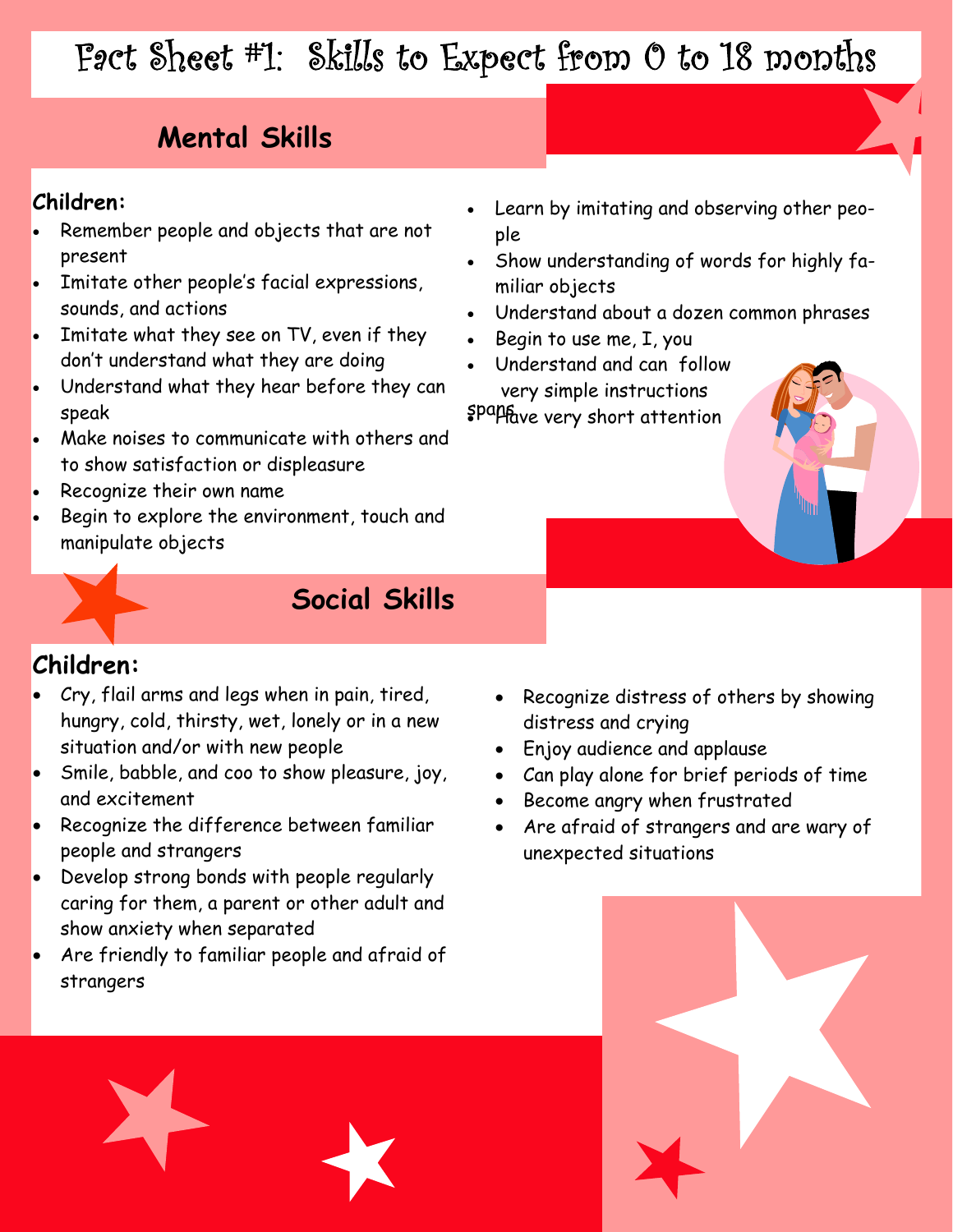# Fact Sheet #1: Skills to Expect from 0 to 18 months

## Mental Skills

**Children:**

- Remember people and objects that are not present
- Imitate other people's facial expressions, sounds, and actions
- Imitate what they see on TV, even if they don't understand what they are doing
- Understand what they hear before they can speak
- Make noises to communicate with others and to show satisfaction or displeasure
- Recognize their own name
- Begin to explore the environment, touch and manipulate objects
- Learn by imitating and observing other people
- Show understanding of words for highly familiar objects
- Understand about a dozen common phrases
- Begin to use me, I, you
- Understand and can follow very simple instructions
- Have very short attention spans

## Social Skills

**Children:**

- Cry, flail arms and legs when in pain, tired, hungry, cold, thirsty, wet, lonely or in a new situation and/or with new people
- Smile, babble, and coo to show pleasure, joy, and excitement
- Recognize the difference between familiar people and strangers
- Develop strong bonds with people regularly caring for them, a parent or other adult and show anxiety when separated
- Are friendly to familiar people and afraid of strangers
- Recognize distress of others by showing distress and crying
- Enjoy audience and applause
- Can play alone for brief periods of time
- Become angry when frustrated
- Are afraid of strangers and are wary of unexpected situations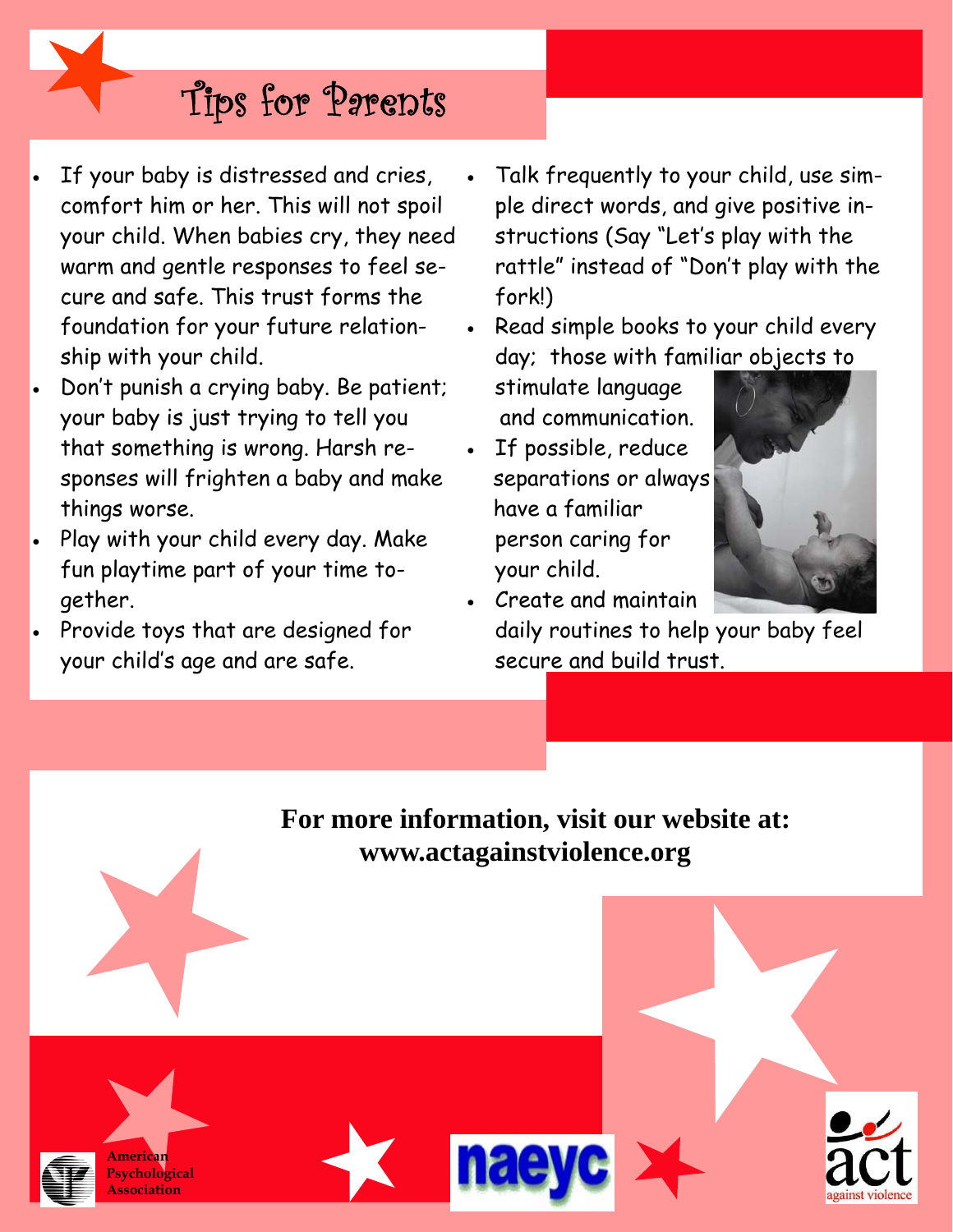# Tips for Parents

- If your baby is distressed and cries, comfort him or her. This will not spoil your child. When babies cry, they need warm and gentle responses to feel secure and safe. This trust forms the foundation for your future relationship with your child.
- Don't punish a crying baby. Be patient; your baby is just trying to tell you that something is wrong. Harsh responses will frighten a baby and make things worse.
- Play with your child every day. Make fun playtime part of your time together.
- Provide toys that are designed for your child's age and are safe.
- Talk frequently to your child, use simple direct words, and give positive instructions (Say "Let's play with the rattle" instead of "Don't play with the fork!)
- Read simple books to your child every day; those with familiar objects to stimulate language and communication.
- If possible, reduce separations or always have a familiar person caring for your child.
- Create and maintain daily routines to help your baby feel secure and build trust.

**For more information, visit our website at:**
**www.actagainstviolence.org**

American Psychological Association

naeyc

act against violence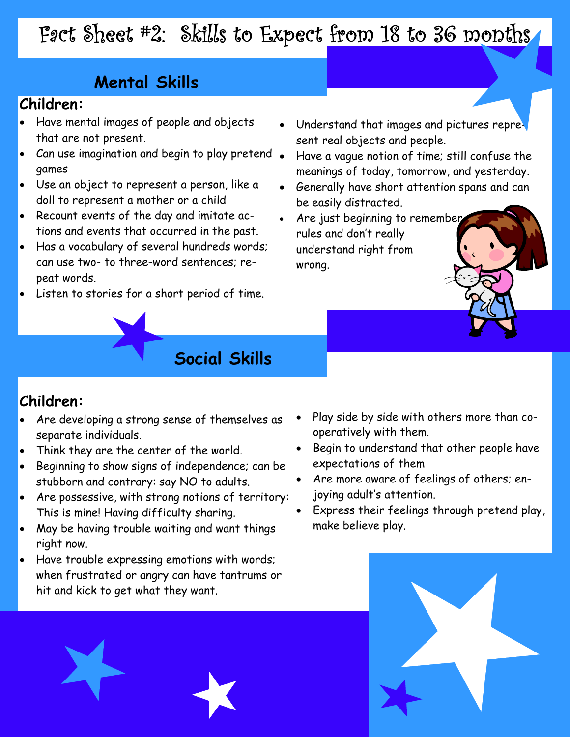# Fact Sheet #2: Skills to Expect from 18 to 36 months

## Mental Skills

**Children:**

- Have mental images of people and objects that are not present.
- Can use imagination and begin to play pretend games
- Use an object to represent a person, like a doll to represent a mother or a child
- Recount events of the day and imitate actions and events that occurred in the past.
- Has a vocabulary of several hundreds words; can use two- to three-word sentences; repeat words.
- Listen to stories for a short period of time.
- Understand that images and pictures represent real objects and people.
- Have a vague notion of time; still confuse the meanings of today, tomorrow, and yesterday.
- Generally have short attention spans and can be easily distracted.
- Are just beginning to remember rules and don't really understand right from wrong.

## Social Skills

**Children:**

- Are developing a strong sense of themselves as separate individuals.
- Think they are the center of the world.
- Beginning to show signs of independence; can be stubborn and contrary: say NO to adults.
- Are possessive, with strong notions of territory: This is mine! Having difficulty sharing.
- May be having trouble waiting and want things right now.
- Have trouble expressing emotions with words; when frustrated or angry can have tantrums or hit and kick to get what they want.
- Play side by side with others more than cooperatively with them.
- Begin to understand that other people have expectations of them
- Are more aware of feelings of others; enjoying adult's attention.
- Express their feelings through pretend play, make believe play.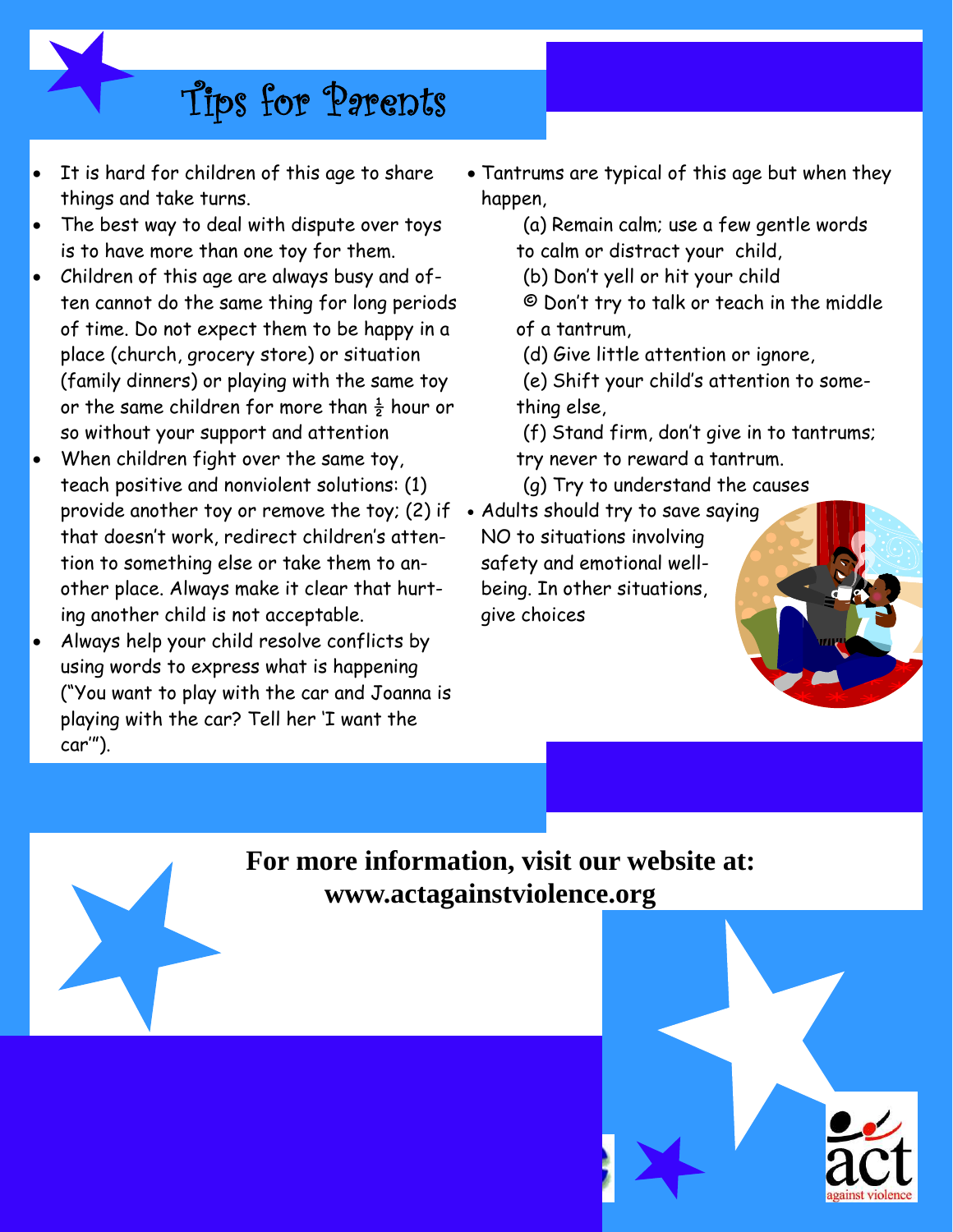# Tips for Parents

- It is hard for children of this age to share things and take turns.
- The best way to deal with dispute over toys is to have more than one toy for them.
- Children of this age are always busy and often cannot do the same thing for long periods of time. Do not expect them to be happy in a place (church, grocery store) or situation (family dinners) or playing with the same toy or the same children for more than ½ hour or so without your support and attention
- When children fight over the same toy, teach positive and nonviolent solutions: (1) provide another toy or remove the toy; (2) if that doesn't work, redirect children's attention to something else or take them to another place. Always make it clear that hurting another child is not acceptable.
- Always help your child resolve conflicts by using words to express what is happening ("You want to play with the car and Joanna is playing with the car? Tell her 'I want the car'").
- Tantrums are typical of this age but when they happen,
  - (a) Remain calm; use a few gentle words to calm or distract your child,
  - (b) Don't yell or hit your child
  - © Don't try to talk or teach in the middle of a tantrum,
  - (d) Give little attention or ignore,
  - (e) Shift your child's attention to something else,
  - (f) Stand firm, don't give in to tantrums; try never to reward a tantrum.
  - (g) Try to understand the causes
- Adults should try to save saying NO to situations involving safety and emotional well-being. In other situations, give choices

**For more information, visit our website at: www.actagainstviolence.org**

act against violence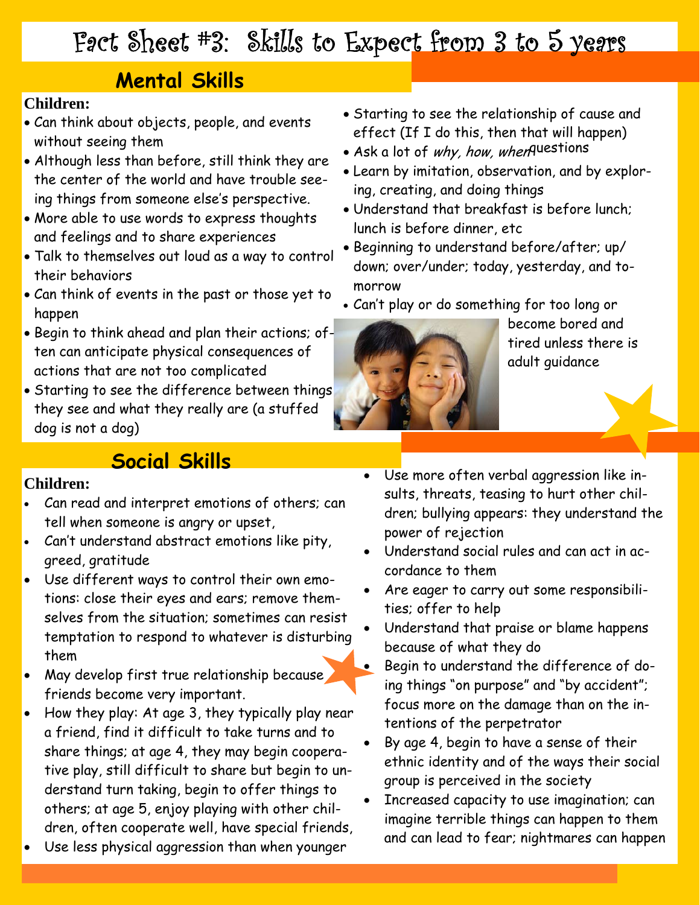# Fact Sheet #3: Skills to Expect from 3 to 5 years

## Mental Skills

**Children:**

- Can think about objects, people, and events without seeing them
- Although less than before, still think they are the center of the world and have trouble seeing things from someone else's perspective.
- More able to use words to express thoughts and feelings and to share experiences
- Talk to themselves out loud as a way to control their behaviors
- Can think of events in the past or those yet to happen
- Begin to think ahead and plan their actions; often can anticipate physical consequences of actions that are not too complicated
- Starting to see the difference between things they see and what they really are (a stuffed dog is not a dog)
- Starting to see the relationship of cause and effect (If I do this, then that will happen)
- Ask a lot of *why, how, when* questions
- Learn by imitation, observation, and by exploring, creating, and doing things
- Understand that breakfast is before lunch; lunch is before dinner, etc
- Beginning to understand before/after; up/down; over/under; today, yesterday, and tomorrow
- Can't play or do something for too long or become bored and tired unless there is adult guidance

## Social Skills

**Children:**

- Can read and interpret emotions of others; can tell when someone is angry or upset,
- Can't understand abstract emotions like pity, greed, gratitude
- Use different ways to control their own emotions: close their eyes and ears; remove themselves from the situation; sometimes can resist temptation to respond to whatever is disturbing them
- May develop first true relationship because friends become very important.
- How they play: At age 3, they typically play near a friend, find it difficult to take turns and to share things; at age 4, they may begin cooperative play, still difficult to share but begin to understand turn taking, begin to offer things to others; at age 5, enjoy playing with other children, often cooperate well, have special friends,
- Use less physical aggression than when younger
- Use more often verbal aggression like insults, threats, teasing to hurt other children; bullying appears: they understand the power of rejection
- Understand social rules and can act in accordance to them
- Are eager to carry out some responsibilities; offer to help
- Understand that praise or blame happens because of what they do
- Begin to understand the difference of doing things "on purpose" and "by accident"; focus more on the damage than on the intentions of the perpetrator
- By age 4, begin to have a sense of their ethnic identity and of the ways their social group is perceived in the society
- Increased capacity to use imagination; can imagine terrible things can happen to them and can lead to fear; nightmares can happen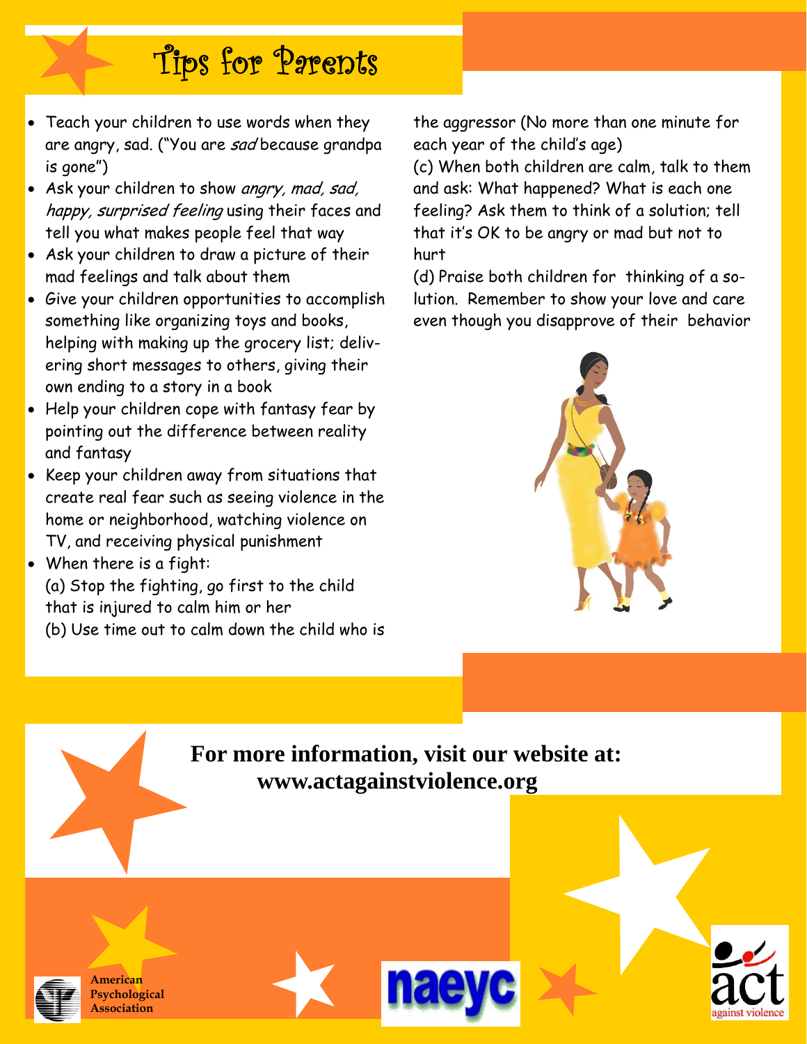# Tips for Parents

- Teach your children to use words when they are angry, sad. ("You are *sad* because grandpa is gone")
- Ask your children to show *angry, mad, sad, happy, surprised feeling* using their faces and tell you what makes people feel that way
- Ask your children to draw a picture of their mad feelings and talk about them
- Give your children opportunities to accomplish something like organizing toys and books, helping with making up the grocery list; delivering short messages to others, giving their own ending to a story in a book
- Help your children cope with fantasy fear by pointing out the difference between reality and fantasy
- Keep your children away from situations that create real fear such as seeing violence in the home or neighborhood, watching violence on TV, and receiving physical punishment
- When there is a fight:

  (a) Stop the fighting, go first to the child that is injured to calm him or her

  (b) Use time out to calm down the child who is the aggressor (No more than one minute for each year of the child's age)

  (c) When both children are calm, talk to them and ask: What happened? What is each one feeling? Ask them to think of a solution; tell that it's OK to be angry or mad but not to hurt

  (d) Praise both children for thinking of a solution. Remember to show your love and care even though you disapprove of their behavior

**For more information, visit our website at: www.actagainstviolence.org**

American Psychological Association

naeyc

act against violence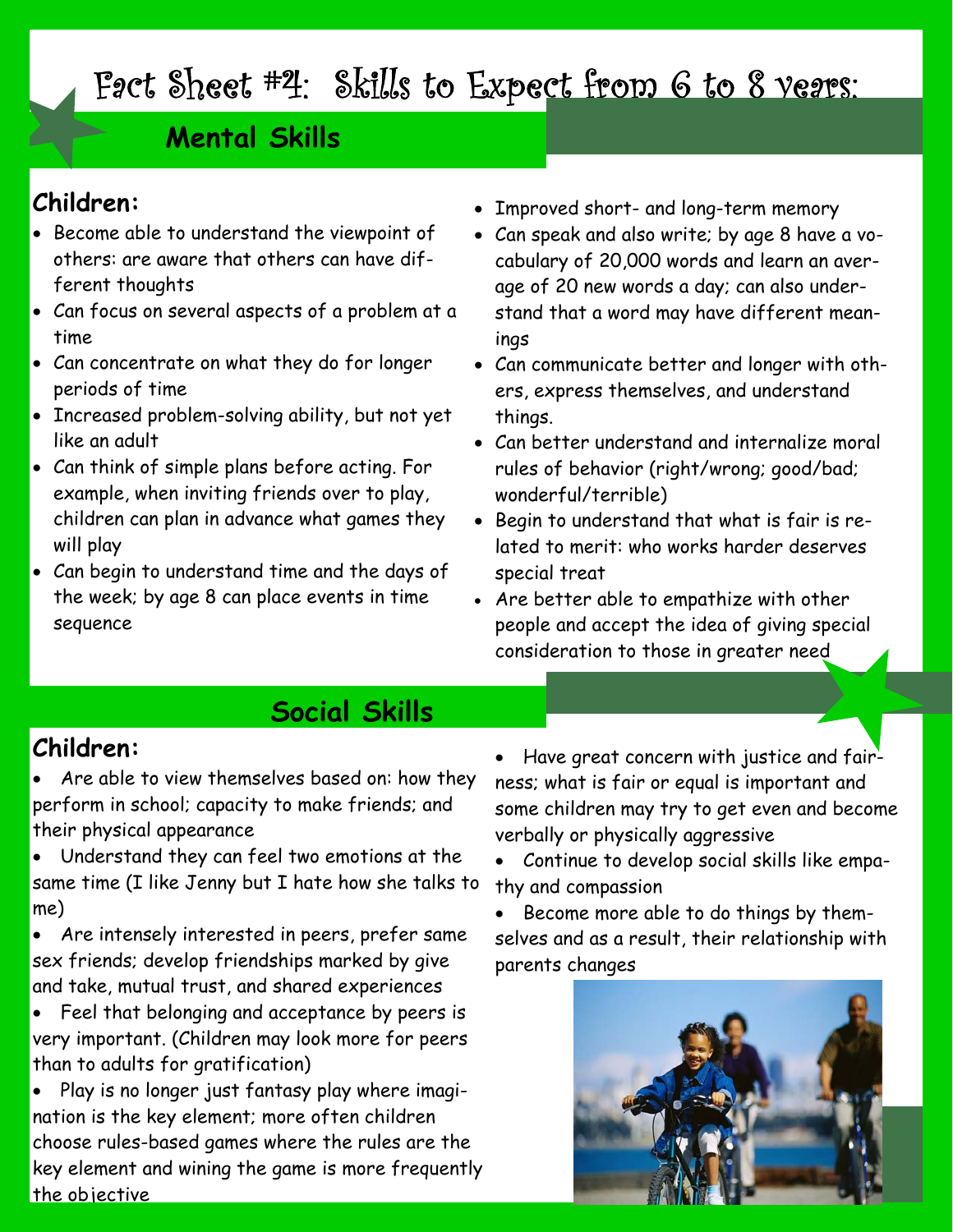# Fact Sheet #4: Skills to Expect from 6 to 8 years:

## Mental Skills

**Children:**

- Become able to understand the viewpoint of others: are aware that others can have different thoughts
- Can focus on several aspects of a problem at a time
- Can concentrate on what they do for longer periods of time
- Increased problem-solving ability, but not yet like an adult
- Can think of simple plans before acting. For example, when inviting friends over to play, children can plan in advance what games they will play
- Can begin to understand time and the days of the week; by age 8 can place events in time sequence
- Improved short- and long-term memory
- Can speak and also write; by age 8 have a vocabulary of 20,000 words and learn an average of 20 new words a day; can also understand that a word may have different meanings
- Can communicate better and longer with others, express themselves, and understand things.
- Can better understand and internalize moral rules of behavior (right/wrong; good/bad; wonderful/terrible)
- Begin to understand that what is fair is related to merit: who works harder deserves special treat
- Are better able to empathize with other people and accept the idea of giving special consideration to those in greater need

## Social Skills

**Children:**

- Are able to view themselves based on: how they perform in school; capacity to make friends; and their physical appearance
- Understand they can feel two emotions at the same time (I like Jenny but I hate how she talks to me)
- Are intensely interested in peers, prefer same sex friends; develop friendships marked by give and take, mutual trust, and shared experiences
- Feel that belonging and acceptance by peers is very important. (Children may look more for peers than to adults for gratification)
- Play is no longer just fantasy play where imagination is the key element; more often children choose rules-based games where the rules are the key element and wining the game is more frequently the objective
- Have great concern with justice and fairness; what is fair or equal is important and some children may try to get even and become verbally or physically aggressive
- Continue to develop social skills like empathy and compassion
- Become more able to do things by themselves and as a result, their relationship with parents changes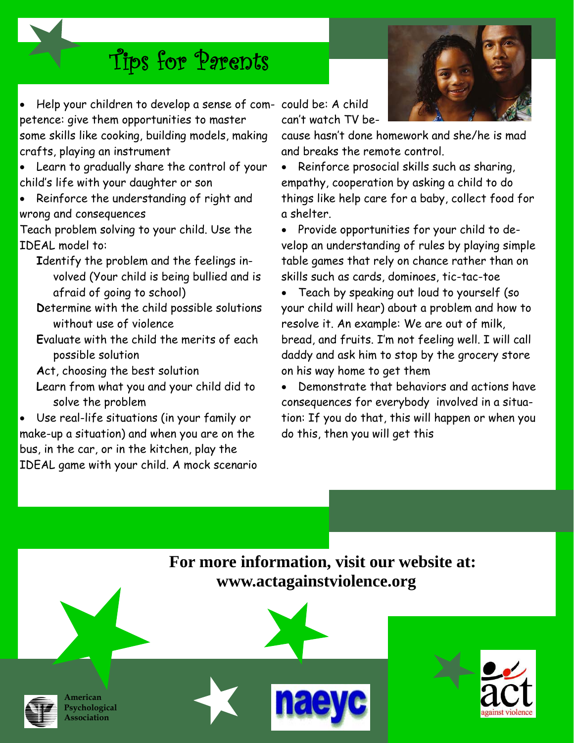# Tips for Parents

- Help your children to develop a sense of competence: give them opportunities to master some skills like cooking, building models, making crafts, playing an instrument
- Learn to gradually share the control of your child's life with your daughter or son
- Reinforce the understanding of right and wrong and consequences

Teach problem solving to your child. Use the IDEAL model to:

**I**dentify the problem and the feelings involved (Your child is being bullied and is afraid of going to school)

**D**etermine with the child possible solutions without use of violence

**E**valuate with the child the merits of each possible solution

**A**ct, choosing the best solution

**L**earn from what you and your child did to solve the problem

- Use real-life situations (in your family or make-up a situation) and when you are on the bus, in the car, or in the kitchen, play the IDEAL game with your child. A mock scenario could be: A child can't watch TV because hasn't done homework and she/he is mad and breaks the remote control.
- Reinforce prosocial skills such as sharing, empathy, cooperation by asking a child to do things like help care for a baby, collect food for a shelter.
- Provide opportunities for your child to develop an understanding of rules by playing simple table games that rely on chance rather than on skills such as cards, dominoes, tic-tac-toe
- Teach by speaking out loud to yourself (so your child will hear) about a problem and how to resolve it. An example: We are out of milk, bread, and fruits. I'm not feeling well. I will call daddy and ask him to stop by the grocery store on his way home to get them
- Demonstrate that behaviors and actions have consequences for everybody involved in a situation: If you do that, this will happen or when you do this, then you will get this

**For more information, visit our website at:**
**www.actagainstviolence.org**

American Psychological Association

naeyc

act against violence